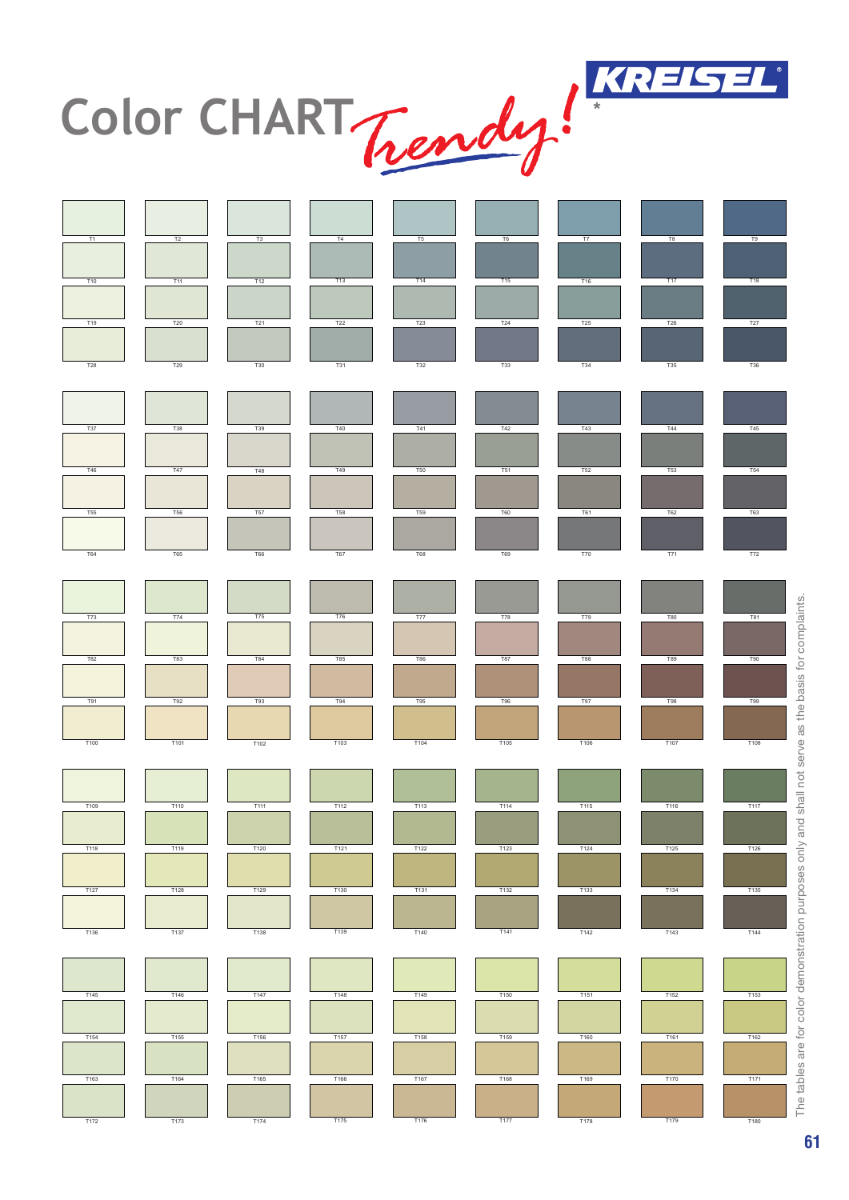# Color CHART Trendy!*

KREISEL®

| T1 | T2 | T3 | T4 | T5 | T6 | T7 | T8 | T9 |
|---|---|---|---|---|---|---|---|---|
| T10 | T11 | T12 | T13 | T14 | T15 | T16 | T17 | T18 |
| T19 | T20 | T21 | T22 | T23 | T24 | T25 | T26 | T27 |
| T28 | T29 | T30 | T31 | T32 | T33 | T34 | T35 | T36 |

| T37 | T38 | T39 | T40 | T41 | T42 | T43 | T44 | T45 |
|---|---|---|---|---|---|---|---|---|
| T46 | T47 | T48 | T49 | T50 | T51 | T52 | T53 | T54 |
| T55 | T56 | T57 | T58 | T59 | T60 | T61 | T62 | T63 |
| T64 | T65 | T66 | T67 | T68 | T69 | T70 | T71 | T72 |

| T73 | T74 | T75 | T76 | T77 | T78 | T79 | T80 | T81 |
|---|---|---|---|---|---|---|---|---|
| T82 | T83 | T84 | T85 | T86 | T87 | T88 | T89 | T90 |
| T91 | T92 | T93 | T94 | T95 | T96 | T97 | T98 | T99 |
| T100 | T101 | T102 | T103 | T104 | T105 | T106 | T107 | T108 |

| T109 | T110 | T111 | T112 | T113 | T114 | T115 | T116 | T117 |
|---|---|---|---|---|---|---|---|---|
| T118 | T119 | T120 | T121 | T122 | T123 | T124 | T125 | T126 |
| T127 | T128 | T129 | T130 | T131 | T132 | T133 | T134 | T135 |
| T136 | T137 | T138 | T139 | T140 | T141 | T142 | T143 | T144 |

| T145 | T146 | T147 | T148 | T149 | T150 | T151 | T152 | T153 |
|---|---|---|---|---|---|---|---|---|
| T154 | T155 | T156 | T157 | T158 | T159 | T160 | T161 | T162 |
| T163 | T164 | T165 | T166 | T167 | T168 | T169 | T170 | T171 |
| T172 | T173 | T174 | T175 | T176 | T177 | T178 | T179 | T180 |

*The tables are for color demonstration purposes only and shall not serve as the basis for complaints.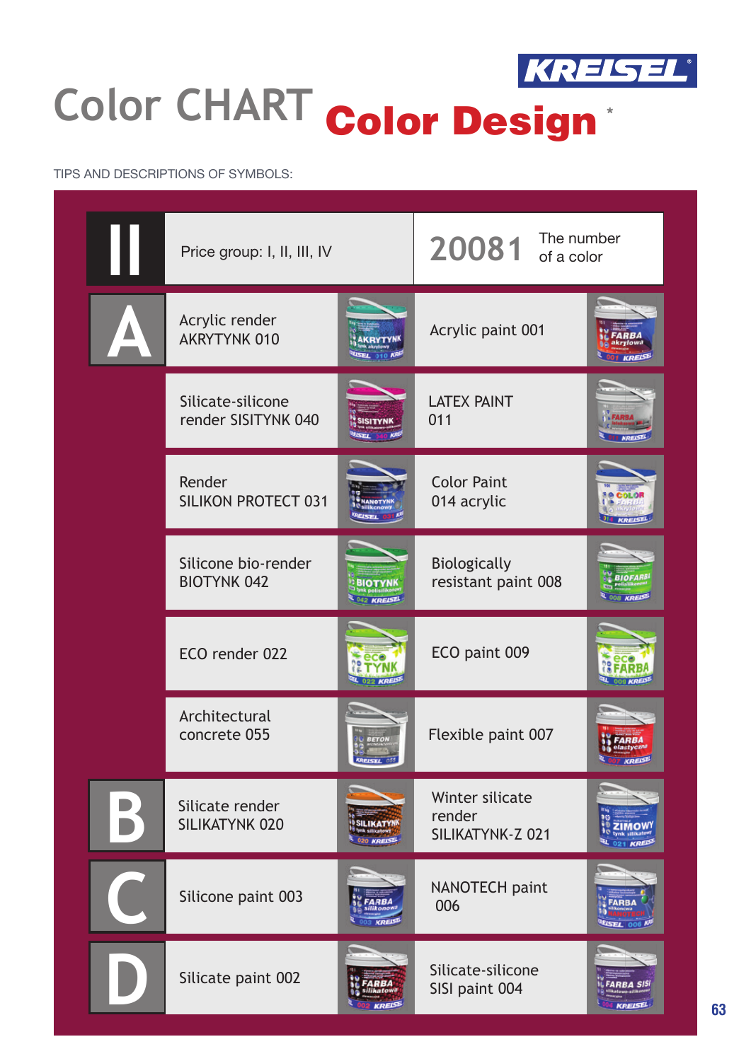KREISEL

# Color CHART Color Design *

TIPS AND DESCRIPTIONS OF SYMBOLS:

| II | Price group: I, II, III, IV | 20081 The number of a color |
| --- | --- | --- |
| A | Acrylic render AKRYTYNK 010 | Acrylic paint 001 |
| | Silicate-silicone render SISITYNK 040 | LATEX PAINT 011 |
| | Render SILIKON PROTECT 031 | Color Paint 014 acrylic |
| | Silicone bio-render BIOTYNK 042 | Biologically resistant paint 008 |
| | ECO render 022 | ECO paint 009 |
| | Architectural concrete 055 | Flexible paint 007 |
| B | Silicate render SILIKATYNK 020 | Winter silicate render SILIKATYNK-Z 021 |
| C | Silicone paint 003 | NANOTECH paint 006 |
| D | Silicate paint 002 | Silicate-silicone SISI paint 004 |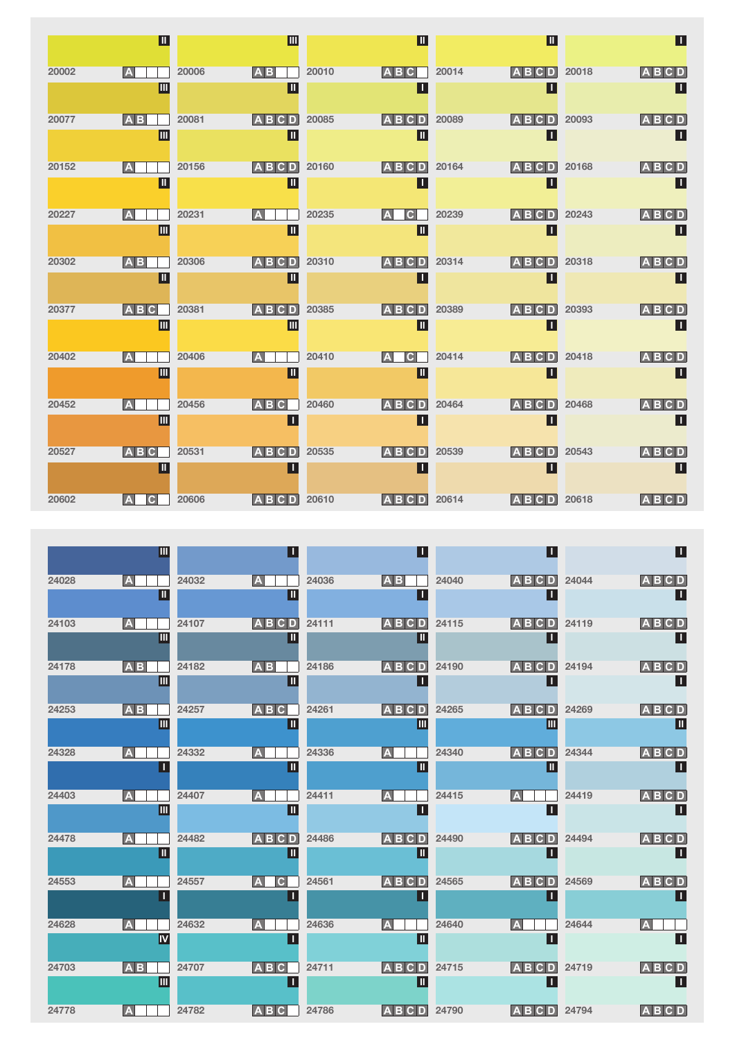| | | | | |
|---|---|---|---|---|
| 20002 II A | 20006 III A B | 20010 II A B C | 20014 II A B C D | 20018 I A B C D |
| 20077 III A B | 20081 II A B C D | 20085 I A B C D | 20089 I A B C D | 20093 I A B C D |
| 20152 III A | 20156 II A B C D | 20160 II A B C D | 20164 I A B C D | 20168 I A B C D |
| 20227 II A | 20231 II A | 20235 I A C | 20239 I A B C D | 20243 I A B C D |
| 20302 III A B | 20306 II A B C D | 20310 II A B C D | 20314 I A B C D | 20318 I A B C D |
| 20377 II A B C | 20381 II A B C D | 20385 I A B C D | 20389 I A B C D | 20393 I A B C D |
| 20402 III A | 20406 III A | 20410 II A C | 20414 I A B C D | 20418 I A B C D |
| 20452 III A | 20456 II A B C | 20460 II A B C D | 20464 I A B C D | 20468 I A B C D |
| 20527 III A B C | 20531 I A B C D | 20535 I A B C D | 20539 I A B C D | 20543 I A B C D |
| 20602 II A C | 20606 I A B C D | 20610 I A B C D | 20614 I A B C D | 20618 I A B C D |

| | | | | |
|---|---|---|---|---|
| 24028 III A | 24032 I A | 24036 I A B | 24040 I A B C D | 24044 I A B C D |
| 24103 II A | 24107 II A B C D | 24111 I A B C D | 24115 I A B C D | 24119 I A B C D |
| 24178 III A B | 24182 II A B | 24186 II A B C D | 24190 I A B C D | 24194 I A B C D |
| 24253 III A B | 24257 II A B C | 24261 I A B C D | 24265 I A B C D | 24269 I A B C D |
| 24328 III A | 24332 II A | 24336 III A | 24340 III A B C D | 24344 II A B C D |
| 24403 I A | 24407 II A | 24411 II A | 24415 II A | 24419 I A B C D |
| 24478 III A | 24482 II A B C D | 24486 I A B C D | 24490 I A B C D | 24494 I A B C D |
| 24553 II A | 24557 II A C | 24561 II A B C D | 24565 I A B C D | 24569 I A B C D |
| 24628 I A | 24632 I A | 24636 I A | 24640 I A | 24644 I A |
| 24703 IV A B | 24707 I A B C | 24711 II A B C D | 24715 I A B C D | 24719 I A B C D |
| 24778 III A | 24782 I A B C | 24786 II A B C D | 24790 I A B C D | 24794 I A B C D |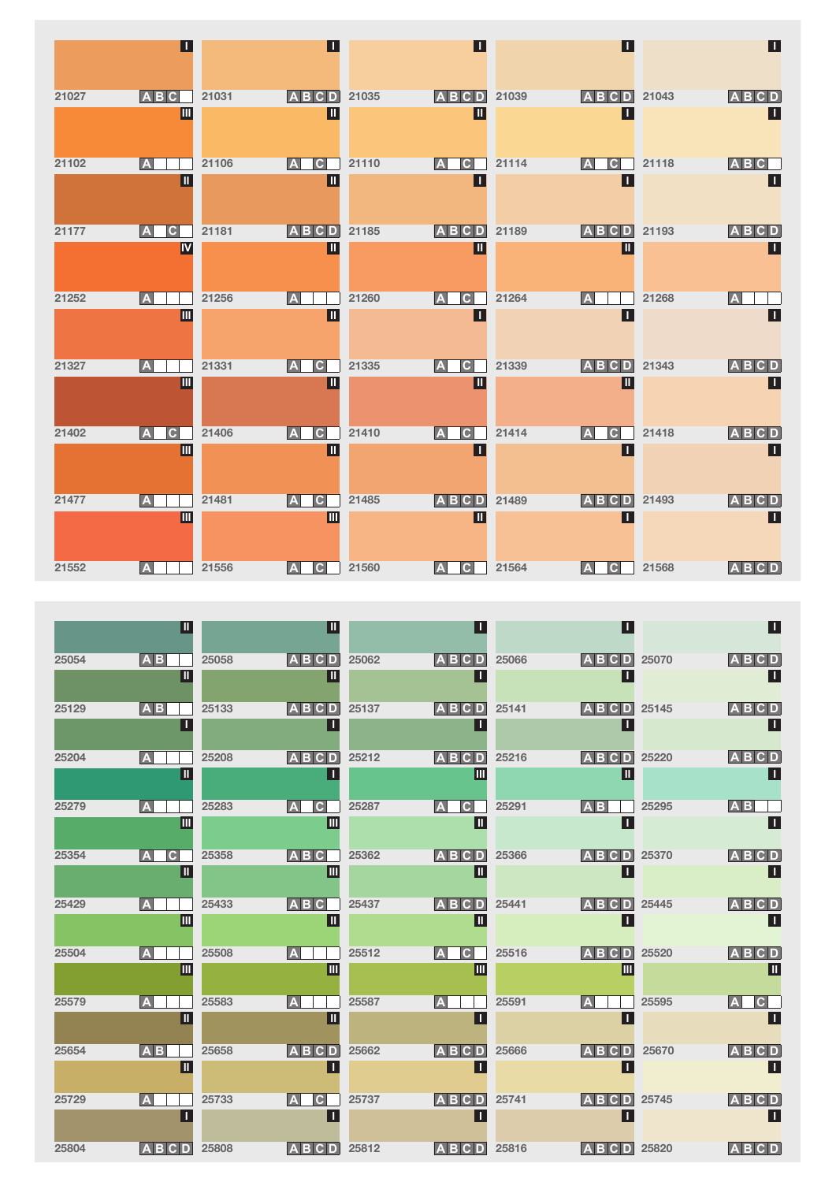| | | | | |
|---|---|---|---|---|
| 21027 I A B C | 21031 I A B C D | 21035 I A B C D | 21039 I A B C D | 21043 I A B C D |
| 21102 III A | 21106 II A C | 21110 II A C | 21114 I A C | 21118 I A B C |
| 21177 II A C | 21181 II A B C D | 21185 I A B C D | 21189 I A B C D | 21193 I A B C D |
| 21252 IV A | 21256 II A | 21260 II A C | 21264 II A | 21268 I A |
| 21327 III A | 21331 II A C | 21335 I A C | 21339 I A B C D | 21343 I A B C D |
| 21402 III A C | 21406 II A C | 21410 II A C | 21414 II A C | 21418 I A B C D |
| 21477 III A | 21481 II A C | 21485 I A B C D | 21489 I A B C D | 21493 I A B C D |
| 21552 III A | 21556 III A C | 21560 II A C | 21564 I A C | 21568 I A B C D |

| | | | | |
|---|---|---|---|---|
| 25054 II A B | 25058 II A B C D | 25062 I A B C D | 25066 I A B C D | 25070 I A B C D |
| 25129 II A B | 25133 II A B C D | 25137 I A B C D | 25141 I A B C D | 25145 I A B C D |
| 25204 I A | 25208 I A B C D | 25212 I A B C D | 25216 I A B C D | 25220 I A B C D |
| 25279 II A | 25283 I A C | 25287 III A C | 25291 II A B | 25295 I A B |
| 25354 III A C | 25358 III A B C | 25362 II A B C D | 25366 I A B C D | 25370 I A B C D |
| 25429 II A | 25433 III A B C | 25437 II A B C D | 25441 I A B C D | 25445 I A B C D |
| 25504 III A | 25508 II A | 25512 II A C | 25516 I A B C D | 25520 I A B C D |
| 25579 III A | 25583 III A | 25587 III A | 25591 III A | 25595 II A C |
| 25654 II A B | 25658 II A B C D | 25662 I A B C D | 25666 I A B C D | 25670 I A B C D |
| 25729 II A | 25733 I A C | 25737 I A B C D | 25741 I A B C D | 25745 I A B C D |
| 25804 I A B C D | 25808 I A B C D | 25812 I A B C D | 25816 I A B C D | 25820 I A B C D |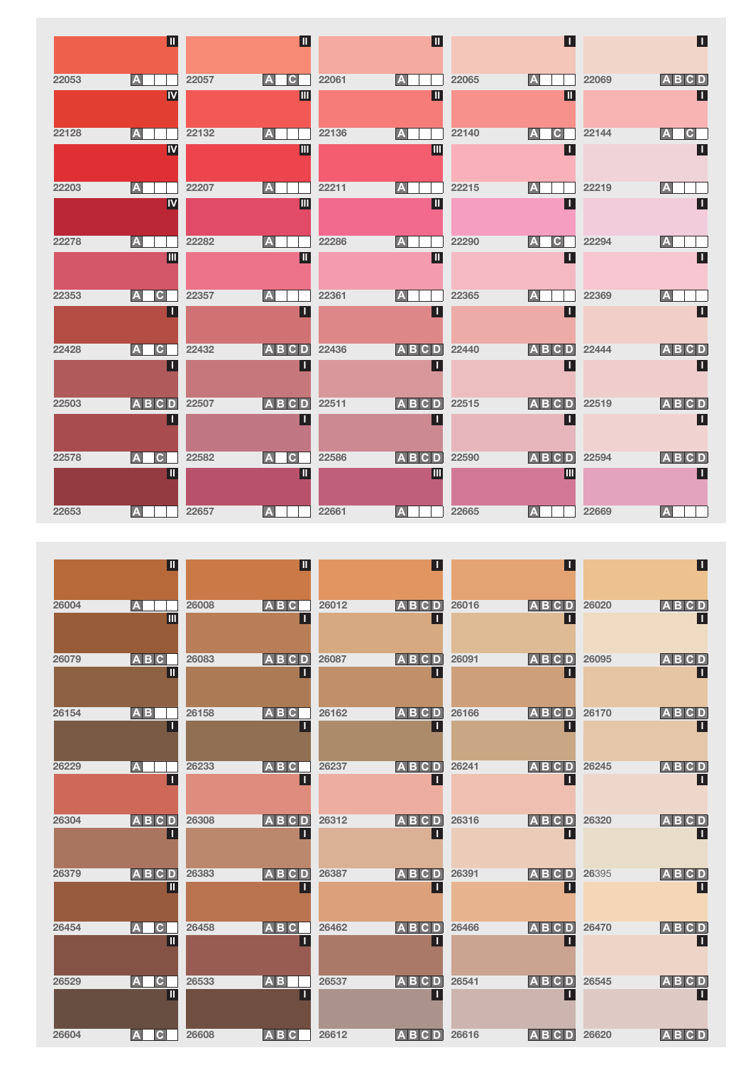| | | | | |
|---|---|---|---|---|
| 22053 II A | 22057 II A C | 22061 II A | 22065 I A | 22069 I A B C D |
| 22128 IV A | 22132 III A | 22136 II A | 22140 II A C | 22144 I A C |
| 22203 IV A | 22207 III A | 22211 III A | 22215 I A | 22219 I A |
| 22278 IV A | 22282 III A | 22286 II A | 22290 I A C | 22294 I A |
| 22353 III A C | 22357 II A | 22361 II A | 22365 I A | 22369 I A |
| 22428 I A C | 22432 I A B C D | 22436 I A B C D | 22440 I A B C D | 22444 I A B C D |
| 22503 I A B C D | 22507 I A B C D | 22511 I A B C D | 22515 I A B C D | 22519 I A B C D |
| 22578 I A C | 22582 I A C | 22586 I A B C D | 22590 I A B C D | 22594 I A B C D |
| 22653 II A | 22657 II A | 22661 III A | 22665 III A | 22669 I A |

| | | | | |
|---|---|---|---|---|
| 26004 II A | 26008 II A B C | 26012 I A B C D | 26016 I A B C D | 26020 I A B C D |
| 26079 III A B C | 26083 I A B C D | 26087 I A B C D | 26091 I A B C D | 26095 I A B C D |
| 26154 II A B | 26158 I A B C | 26162 I A B C D | 26166 I A B C D | 26170 I A B C D |
| 26229 I A | 26233 I A B C | 26237 I A B C D | 26241 I A B C D | 26245 I A B C D |
| 26304 I A B C D | 26308 I A B C D | 26312 I A B C D | 26316 I A B C D | 26320 I A B C D |
| 26379 I A B C D | 26383 I A B C D | 26387 I A B C D | 26391 I A B C D | 26395 I A B C D |
| 26454 II A C | 26458 I A B C | 26462 I A B C D | 26466 I A B C D | 26470 I A B C D |
| 26529 II A C | 26533 I A B | 26537 I A B C D | 26541 I A B C D | 26545 I A B C D |
| 26604 II A C | 26608 I A B C | 26612 I A B C D | 26616 I A B C D | 26620 I A B C D |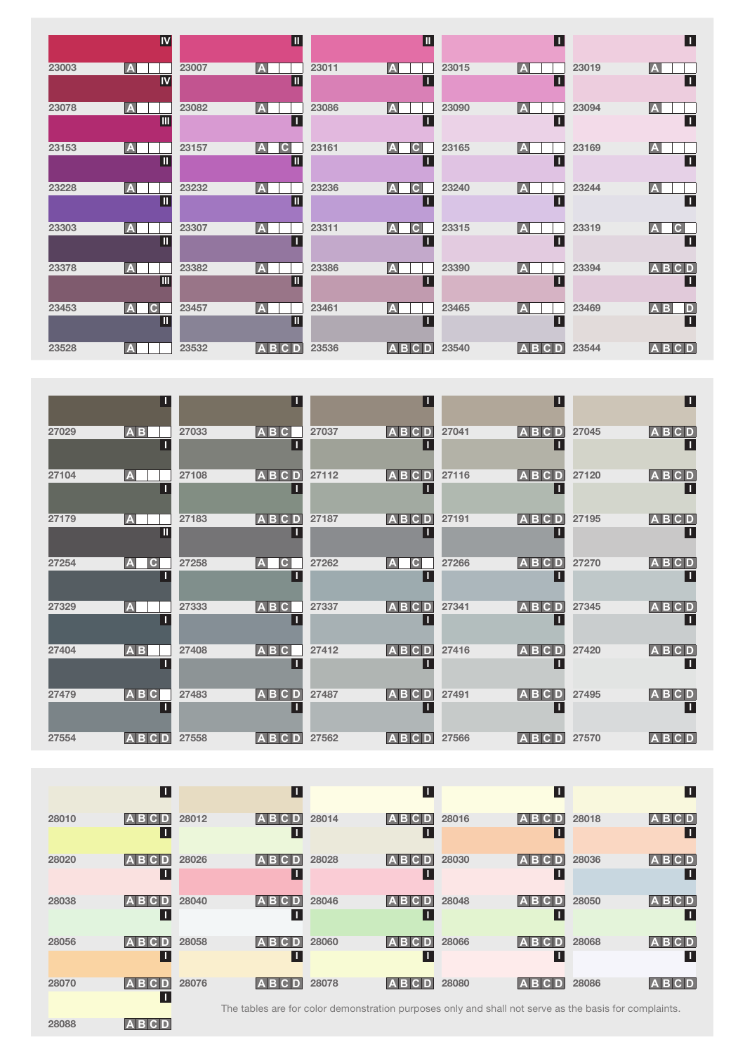| | | | | |
|---|---|---|---|---|
| 23003 IV A | 23007 II A | 23011 II A | 23015 I A | 23019 I A |
| 23078 IV A | 23082 II A | 23086 I A | 23090 I A | 23094 I A |
| 23153 III A | 23157 I A C | 23161 I A C | 23165 I A | 23169 I A |
| 23228 II A | 23232 II A | 23236 I A C | 23240 I A | 23244 I A |
| 23303 II A | 23307 II A | 23311 I A C | 23315 I A | 23319 I A C |
| 23378 II A | 23382 I A | 23386 I A | 23390 I A | 23394 I A B C D |
| 23453 III A C | 23457 II A | 23461 I A | 23465 I A | 23469 I A B D |
| 23528 II A | 23532 II A B C D | 23536 I A B C D | 23540 I A B C D | 23544 I A B C D |

| | | | | |
|---|---|---|---|---|
| 27029 I A B | 27033 I A B C | 27037 I A B C D | 27041 I A B C D | 27045 I A B C D |
| 27104 I A | 27108 I A B C D | 27112 I A B C D | 27116 I A B C D | 27120 I A B C D |
| 27179 I A | 27183 I A B C D | 27187 I A B C D | 27191 I A B C D | 27195 I A B C D |
| 27254 II A C | 27258 I A C | 27262 I A C | 27266 I A B C D | 27270 I A B C D |
| 27329 I A | 27333 I A B C | 27337 I A B C D | 27341 I A B C D | 27345 I A B C D |
| 27404 I A B | 27408 I A B C | 27412 I A B C D | 27416 I A B C D | 27420 I A B C D |
| 27479 I A B C | 27483 I A B C D | 27487 I A B C D | 27491 I A B C D | 27495 I A B C D |
| 27554 I A B C D | 27558 I A B C D | 27562 I A B C D | 27566 I A B C D | 27570 I A B C D |

| | | | | |
|---|---|---|---|---|
| 28010 I A B C D | 28012 I A B C D | 28014 I A B C D | 28016 I A B C D | 28018 I A B C D |
| 28020 I A B C D | 28026 I A B C D | 28028 I A B C D | 28030 I A B C D | 28036 I A B C D |
| 28038 I A B C D | 28040 I A B C D | 28046 I A B C D | 28048 I A B C D | 28050 I A B C D |
| 28056 I A B C D | 28058 I A B C D | 28060 I A B C D | 28066 I A B C D | 28068 I A B C D |
| 28070 I A B C D | 28076 I A B C D | 28078 I A B C D | 28080 I A B C D | 28086 I A B C D |
| 28088 I A B C D | | | | |

The tables are for color demonstration purposes only and shall not serve as the basis for complaints.